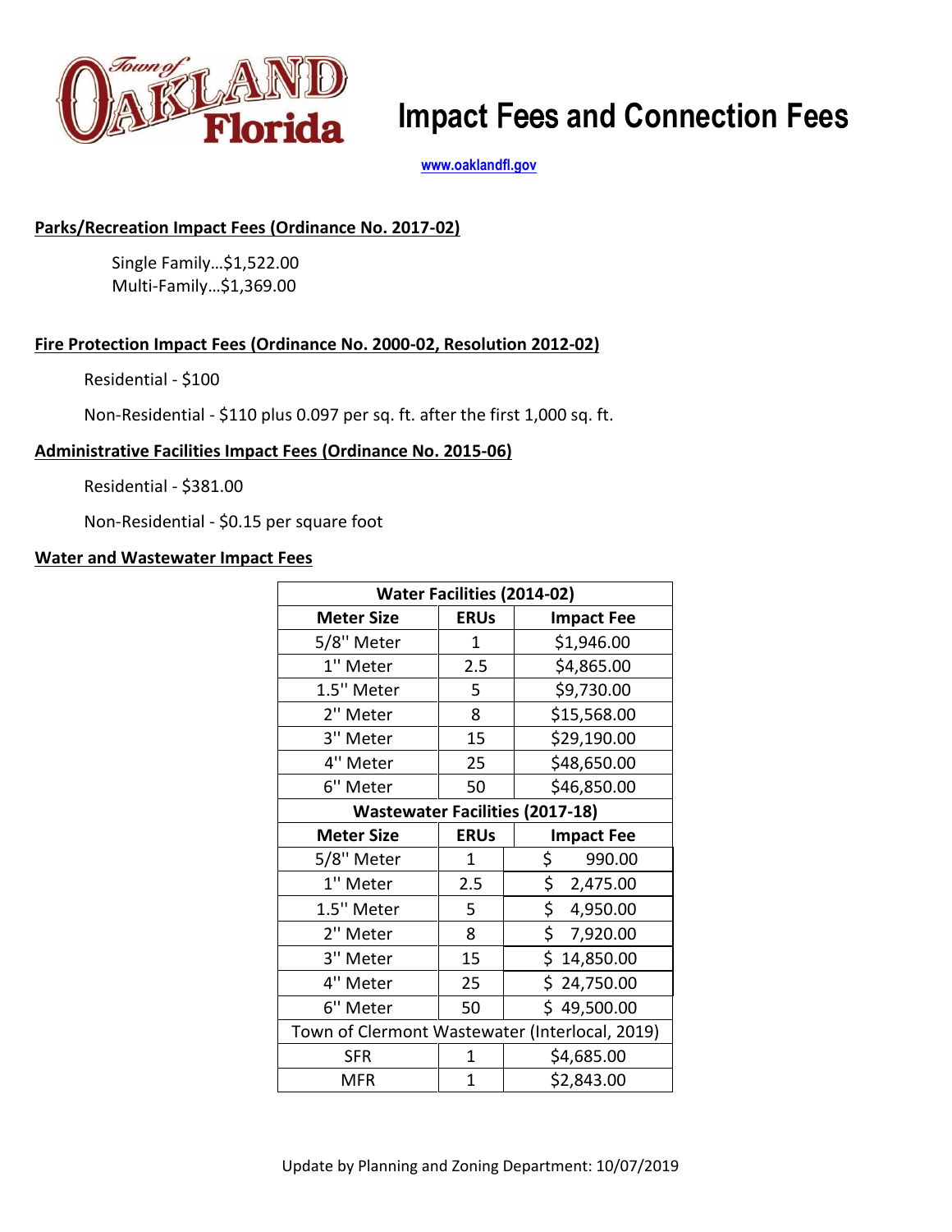# Impact Fees and Connection Fees

www.oaklandfl.gov

## Parks/Recreation Impact Fees (Ordinance No. 2017-02)

Single Family…$1,522.00
Multi-Family…$1,369.00

## Fire Protection Impact Fees (Ordinance No. 2000-02, Resolution 2012-02)

Residential - $100

Non-Residential - $110 plus 0.097 per sq. ft. after the first 1,000 sq. ft.

## Administrative Facilities Impact Fees (Ordinance No. 2015-06)

Residential - $381.00

Non-Residential - $0.15 per square foot

## Water and Wastewater Impact Fees

| Water Facilities (2014-02) | | |
|---|---|---|
| **Meter Size** | **ERUs** | **Impact Fee** |
| 5/8" Meter | 1 | $1,946.00 |
| 1" Meter | 2.5 | $4,865.00 |
| 1.5" Meter | 5 | $9,730.00 |
| 2" Meter | 8 | $15,568.00 |
| 3" Meter | 15 | $29,190.00 |
| 4" Meter | 25 | $48,650.00 |
| 6" Meter | 50 | $46,850.00 |
| **Wastewater Facilities (2017-18)** | | |
| **Meter Size** | **ERUs** | **Impact Fee** |
| 5/8" Meter | 1 | $ 990.00 |
| 1" Meter | 2.5 | $ 2,475.00 |
| 1.5" Meter | 5 | $ 4,950.00 |
| 2" Meter | 8 | $ 7,920.00 |
| 3" Meter | 15 | $ 14,850.00 |
| 4" Meter | 25 | $ 24,750.00 |
| 6" Meter | 50 | $ 49,500.00 |
| Town of Clermont Wastewater (Interlocal, 2019) | | |
| SFR | 1 | $4,685.00 |
| MFR | 1 | $2,843.00 |

Update by Planning and Zoning Department: 10/07/2019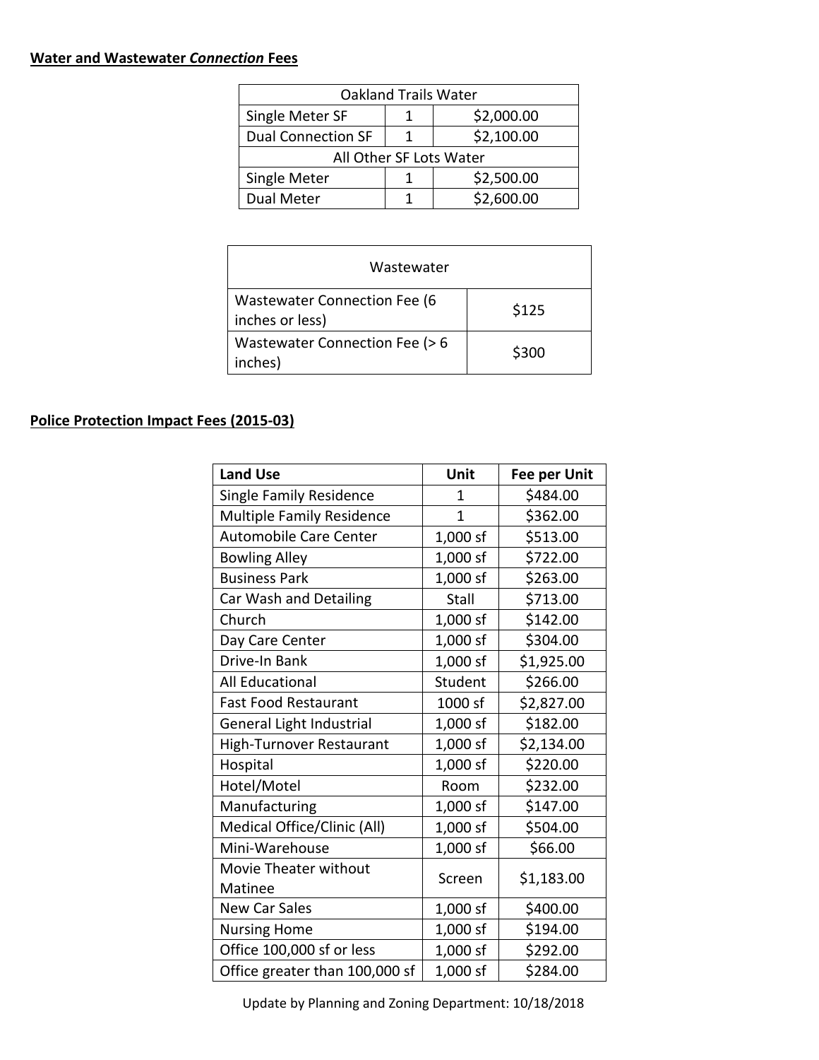**Water and Wastewater *Connection* Fees**

| Oakland Trails Water | | |
|---|---|---|
| Single Meter SF | 1 | $2,000.00 |
| Dual Connection SF | 1 | $2,100.00 |
| All Other SF Lots Water | | |
| Single Meter | 1 | $2,500.00 |
| Dual Meter | 1 | $2,600.00 |

| Wastewater | |
|---|---|
| Wastewater Connection Fee (6 inches or less) | $125 |
| Wastewater Connection Fee (> 6 inches) | $300 |

**Police Protection Impact Fees (2015-03)**

| Land Use | Unit | Fee per Unit |
|---|---|---|
| Single Family Residence | 1 | $484.00 |
| Multiple Family Residence | 1 | $362.00 |
| Automobile Care Center | 1,000 sf | $513.00 |
| Bowling Alley | 1,000 sf | $722.00 |
| Business Park | 1,000 sf | $263.00 |
| Car Wash and Detailing | Stall | $713.00 |
| Church | 1,000 sf | $142.00 |
| Day Care Center | 1,000 sf | $304.00 |
| Drive-In Bank | 1,000 sf | $1,925.00 |
| All Educational | Student | $266.00 |
| Fast Food Restaurant | 1000 sf | $2,827.00 |
| General Light Industrial | 1,000 sf | $182.00 |
| High-Turnover Restaurant | 1,000 sf | $2,134.00 |
| Hospital | 1,000 sf | $220.00 |
| Hotel/Motel | Room | $232.00 |
| Manufacturing | 1,000 sf | $147.00 |
| Medical Office/Clinic (All) | 1,000 sf | $504.00 |
| Mini-Warehouse | 1,000 sf | $66.00 |
| Movie Theater without Matinee | Screen | $1,183.00 |
| New Car Sales | 1,000 sf | $400.00 |
| Nursing Home | 1,000 sf | $194.00 |
| Office 100,000 sf or less | 1,000 sf | $292.00 |
| Office greater than 100,000 sf | 1,000 sf | $284.00 |

Update by Planning and Zoning Department: 10/18/2018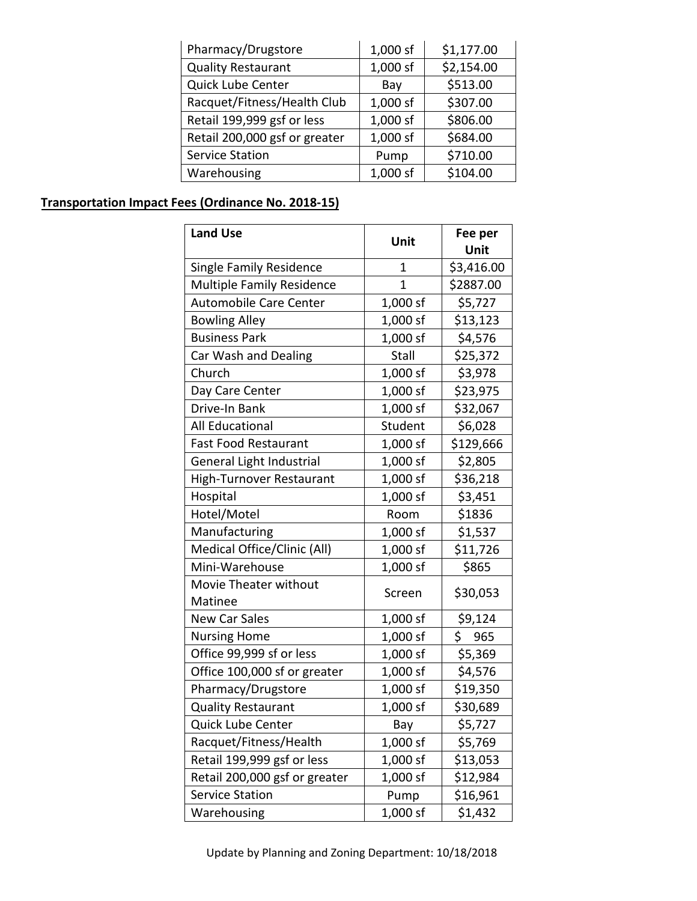| | | |
|---|---|---|
| Pharmacy/Drugstore | 1,000 sf | $1,177.00 |
| Quality Restaurant | 1,000 sf | $2,154.00 |
| Quick Lube Center | Bay | $513.00 |
| Racquet/Fitness/Health Club | 1,000 sf | $307.00 |
| Retail 199,999 gsf or less | 1,000 sf | $806.00 |
| Retail 200,000 gsf or greater | 1,000 sf | $684.00 |
| Service Station | Pump | $710.00 |
| Warehousing | 1,000 sf | $104.00 |

**Transportation Impact Fees (Ordinance No. 2018-15)**

| Land Use | Unit | Fee per Unit |
|---|---|---|
| Single Family Residence | 1 | $3,416.00 |
| Multiple Family Residence | 1 | $2887.00 |
| Automobile Care Center | 1,000 sf | $5,727 |
| Bowling Alley | 1,000 sf | $13,123 |
| Business Park | 1,000 sf | $4,576 |
| Car Wash and Dealing | Stall | $25,372 |
| Church | 1,000 sf | $3,978 |
| Day Care Center | 1,000 sf | $23,975 |
| Drive-In Bank | 1,000 sf | $32,067 |
| All Educational | Student | $6,028 |
| Fast Food Restaurant | 1,000 sf | $129,666 |
| General Light Industrial | 1,000 sf | $2,805 |
| High-Turnover Restaurant | 1,000 sf | $36,218 |
| Hospital | 1,000 sf | $3,451 |
| Hotel/Motel | Room | $1836 |
| Manufacturing | 1,000 sf | $1,537 |
| Medical Office/Clinic (All) | 1,000 sf | $11,726 |
| Mini-Warehouse | 1,000 sf | $865 |
| Movie Theater without Matinee | Screen | $30,053 |
| New Car Sales | 1,000 sf | $9,124 |
| Nursing Home | 1,000 sf | $ 965 |
| Office 99,999 sf or less | 1,000 sf | $5,369 |
| Office 100,000 sf or greater | 1,000 sf | $4,576 |
| Pharmacy/Drugstore | 1,000 sf | $19,350 |
| Quality Restaurant | 1,000 sf | $30,689 |
| Quick Lube Center | Bay | $5,727 |
| Racquet/Fitness/Health | 1,000 sf | $5,769 |
| Retail 199,999 gsf or less | 1,000 sf | $13,053 |
| Retail 200,000 gsf or greater | 1,000 sf | $12,984 |
| Service Station | Pump | $16,961 |
| Warehousing | 1,000 sf | $1,432 |

Update by Planning and Zoning Department: 10/18/2018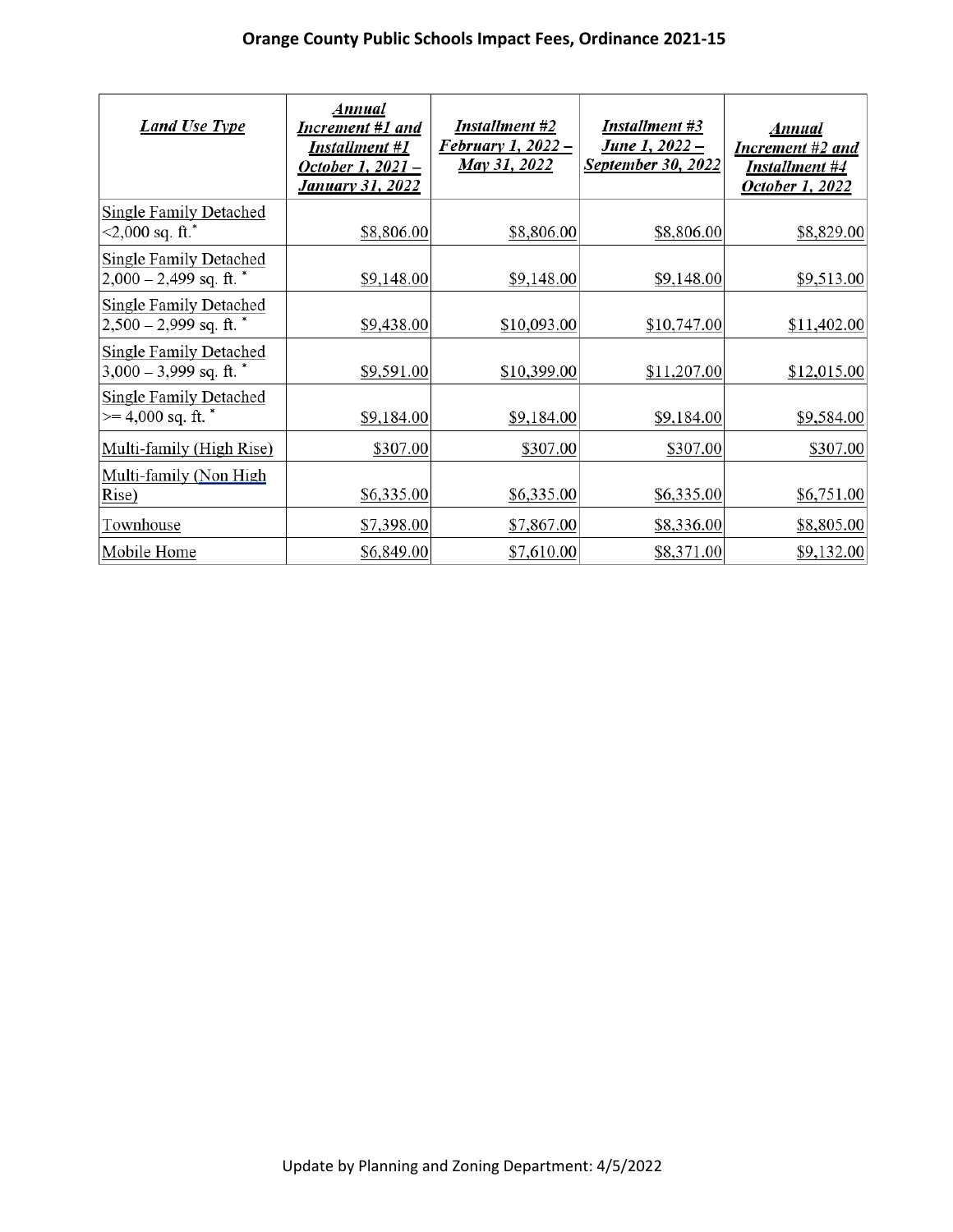# Orange County Public Schools Impact Fees, Ordinance 2021-15

| ***Land Use Type*** | ***Annual Increment #1 and Installment #1 October 1, 2021 – January 31, 2022*** | ***Installment #2 February 1, 2022 – May 31, 2022*** | ***Installment #3 June 1, 2022 – September 30, 2022*** | ***Annual Increment #2 and Installment #4 October 1, 2022*** |
|---|---|---|---|---|
| Single Family Detached <2,000 sq. ft.* | $8,806.00 | $8,806.00 | $8,806.00 | $8,829.00 |
| Single Family Detached 2,000 – 2,499 sq. ft. * | $9,148.00 | $9,148.00 | $9,148.00 | $9,513.00 |
| Single Family Detached 2,500 – 2,999 sq. ft. * | $9,438.00 | $10,093.00 | $10,747.00 | $11,402.00 |
| Single Family Detached 3,000 – 3,999 sq. ft. * | $9,591.00 | $10,399.00 | $11,207.00 | $12,015.00 |
| Single Family Detached >= 4,000 sq. ft. * | $9,184.00 | $9,184.00 | $9,184.00 | $9,584.00 |
| Multi-family (High Rise) | $307.00 | $307.00 | $307.00 | $307.00 |
| Multi-family (Non High Rise) | $6,335.00 | $6,335.00 | $6,335.00 | $6,751.00 |
| Townhouse | $7,398.00 | $7,867.00 | $8,336.00 | $8,805.00 |
| Mobile Home | $6,849.00 | $7,610.00 | $8,371.00 | $9,132.00 |

Update by Planning and Zoning Department: 4/5/2022